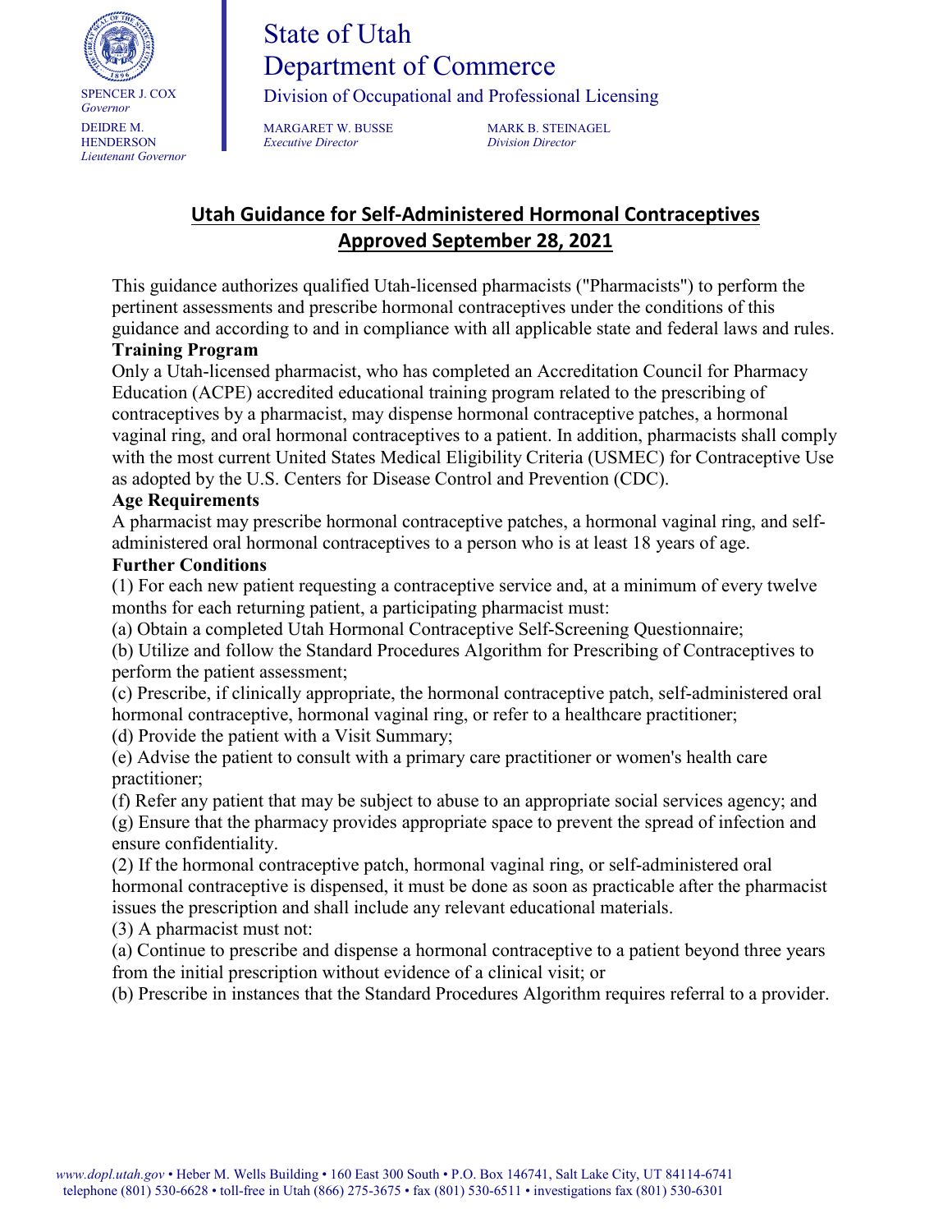SPENCER J. COX
*Governor*

DEIDRE M. HENDERSON
*Lieutenant Governor*

# State of Utah
# Department of Commerce

Division of Occupational and Professional Licensing

MARGARET W. BUSSE
*Executive Director*

MARK B. STEINAGEL
*Division Director*

## Utah Guidance for Self-Administered Hormonal Contraceptives
## Approved September 28, 2021

This guidance authorizes qualified Utah-licensed pharmacists ("Pharmacists") to perform the pertinent assessments and prescribe hormonal contraceptives under the conditions of this guidance and according to and in compliance with all applicable state and federal laws and rules.

**Training Program**

Only a Utah-licensed pharmacist, who has completed an Accreditation Council for Pharmacy Education (ACPE) accredited educational training program related to the prescribing of contraceptives by a pharmacist, may dispense hormonal contraceptive patches, a hormonal vaginal ring, and oral hormonal contraceptives to a patient. In addition, pharmacists shall comply with the most current United States Medical Eligibility Criteria (USMEC) for Contraceptive Use as adopted by the U.S. Centers for Disease Control and Prevention (CDC).

**Age Requirements**

A pharmacist may prescribe hormonal contraceptive patches, a hormonal vaginal ring, and self-administered oral hormonal contraceptives to a person who is at least 18 years of age.

**Further Conditions**

(1) For each new patient requesting a contraceptive service and, at a minimum of every twelve months for each returning patient, a participating pharmacist must:

(a) Obtain a completed Utah Hormonal Contraceptive Self-Screening Questionnaire;

(b) Utilize and follow the Standard Procedures Algorithm for Prescribing of Contraceptives to perform the patient assessment;

(c) Prescribe, if clinically appropriate, the hormonal contraceptive patch, self-administered oral hormonal contraceptive, hormonal vaginal ring, or refer to a healthcare practitioner;

(d) Provide the patient with a Visit Summary;

(e) Advise the patient to consult with a primary care practitioner or women's health care practitioner;

(f) Refer any patient that may be subject to abuse to an appropriate social services agency; and

(g) Ensure that the pharmacy provides appropriate space to prevent the spread of infection and ensure confidentiality.

(2) If the hormonal contraceptive patch, hormonal vaginal ring, or self-administered oral hormonal contraceptive is dispensed, it must be done as soon as practicable after the pharmacist issues the prescription and shall include any relevant educational materials.

(3) A pharmacist must not:

(a) Continue to prescribe and dispense a hormonal contraceptive to a patient beyond three years from the initial prescription without evidence of a clinical visit; or

(b) Prescribe in instances that the Standard Procedures Algorithm requires referral to a provider.

*www.dopl.utah.gov* • Heber M. Wells Building • 160 East 300 South • P.O. Box 146741, Salt Lake City, UT 84114-6741
telephone (801) 530-6628 • toll-free in Utah (866) 275-3675 • fax (801) 530-6511 • investigations fax (801) 530-6301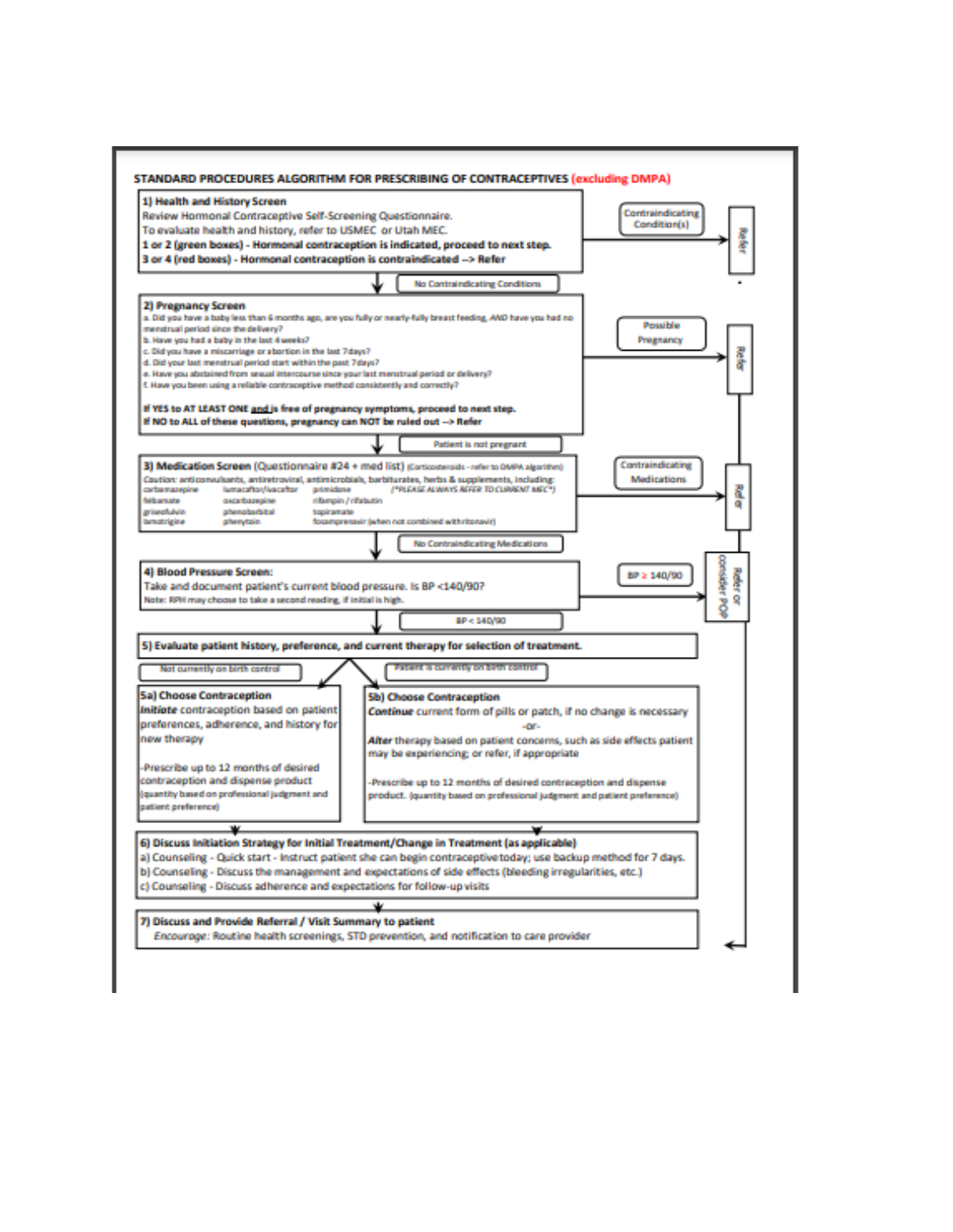## STANDARD PROCEDURES ALGORITHM FOR PRESCRIBING OF CONTRACEPTIVES (excluding DMPA)

### 1) Health and History Screen

Review Hormonal Contraceptive Self-Screening Questionnaire.

To evaluate health and history, refer to USMEC or Utah MEC.

**1 or 2 (green boxes) - Hormonal contraception is indicated, proceed to next step.**

**3 or 4 (red boxes) - Hormonal contraception is contraindicated --> Refer**

- Contraindicating Condition(s) → Refer
- No Contraindicating Conditions ↓

### 2) Pregnancy Screen

a. Did you have a baby less than 6 months ago, are you fully or nearly-fully breast feeding, AND have you had no menstrual period since the delivery?

b. Have you had a baby in the last 4 weeks?

c. Did you have a miscarriage or abortion in the last 7 days?

d. Did your last menstrual period start within the past 7 days?

e. Have you abstained from sexual intercourse since your last menstrual period or delivery?

f. Have you been using a reliable contraceptive method consistently and correctly?

**If YES to AT LEAST ONE and is free of pregnancy symptoms, proceed to next step.**

**If NO to ALL of these questions, pregnancy can NOT be ruled out --> Refer**

- Possible Pregnancy → Refer
- Patient is not pregnant ↓

### 3) Medication Screen (Questionnaire #24 + med list) (Corticosteroids - refer to DMPA algorithm)

*Caution:* anticonvulsants, antiretroviral, antimicrobials, barbiturates, herbs & supplements, including: (*PLEASE ALWAYS REFER TO CURRENT MEC*)

| | | |
|---|---|---|
| carbamazepine | lumacaftor/ivacaftor | primidone |
| felbamate | oxcarbazepine | rifampin / rifabutin |
| griseofulvin | phenobarbital | topiramate |
| lamotrigine | phenytoin | fosamprenavir (when not combined with ritonavir) |

- Contraindicating Medications → Refer
- No Contraindicating Medications ↓

### 4) Blood Pressure Screen:

Take and document patient's current blood pressure. Is BP <140/90?

Note: RPH may choose to take a second reading, if initial is high.

- BP ≥ 140/90 → Refer or consider POP
- BP < 140/90 ↓

### 5) Evaluate patient history, preference, and current therapy for selection of treatment.

**Not currently on birth control**

#### 5a) Choose Contraception

***Initiate*** contraception based on patient preferences, adherence, and history for new therapy

-Prescribe up to 12 months of desired contraception and dispense product (quantity based on professional judgment and patient preference)

**Patient is currently on birth control**

#### 5b) Choose Contraception

***Continue*** current form of pills or patch, if no change is necessary

-or-

***Alter*** therapy based on patient concerns, such as side effects patient may be experiencing; or refer, if appropriate

-Prescribe up to 12 months of desired contraception and dispense product. (quantity based on professional judgment and patient preference)

### 6) Discuss Initiation Strategy for Initial Treatment/Change in Treatment (as applicable)

a) Counseling - Quick start - Instruct patient she can begin contraceptive today; use backup method for 7 days.

b) Counseling - Discuss the management and expectations of side effects (bleeding irregularities, etc.)

c) Counseling - Discuss adherence and expectations for follow-up visits

### 7) Discuss and Provide Referral / Visit Summary to patient

*Encourage:* Routine health screenings, STD prevention, and notification to care provider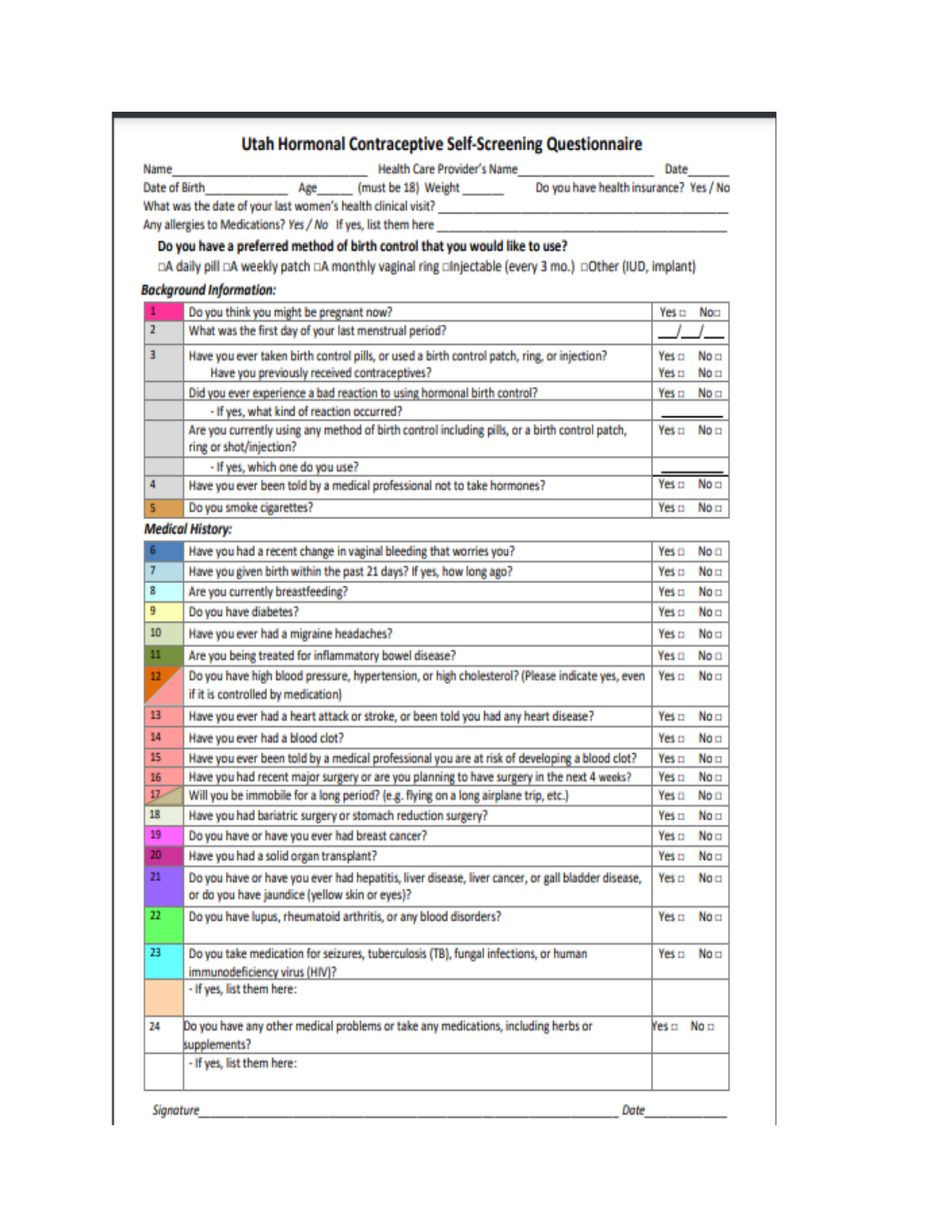# Utah Hormonal Contraceptive Self-Screening Questionnaire

Name_______________________________ Health Care Provider's Name________________ Date______

Date of Birth____________ Age______ (must be 18) Weight ______ Do you have health insurance? Yes / No

What was the date of your last women's health clinical visit? ______________________________

Any allergies to Medications? *Yes / No* If yes, list them here ______________________________

**Do you have a preferred method of birth control that you would like to use?**

□A daily pill □A weekly patch □A monthly vaginal ring □Injectable (every 3 mo.) □Other (IUD, implant)

***Background Information:***

| # | Question | Answer |
|---|---|---|
| 1 | Do you think you might be pregnant now? | Yes □ No□ |
| 2 | What was the first day of your last menstrual period? | ___/___/___ |
| 3 | Have you ever taken birth control pills, or used a birth control patch, ring, or injection? Have you previously received contraceptives? | Yes □ No □<br>Yes □ No □ |
| | Did you ever experience a bad reaction to using hormonal birth control? | Yes □ No □ |
| | - If yes, what kind of reaction occurred? | ________ |
| | Are you currently using any method of birth control including pills, or a birth control patch, ring or shot/injection? | Yes □ No □ |
| | - If yes, which one do you use? | ________ |
| 4 | Have you ever been told by a medical professional not to take hormones? | Yes □ No □ |
| 5 | Do you smoke cigarettes? | Yes □ No □ |

***Medical History:***

| # | Question | Answer |
|---|---|---|
| 6 | Have you had a recent change in vaginal bleeding that worries you? | Yes □ No □ |
| 7 | Have you given birth within the past 21 days? If yes, how long ago? | Yes □ No □ |
| 8 | Are you currently breastfeeding? | Yes □ No □ |
| 9 | Do you have diabetes? | Yes □ No □ |
| 10 | Have you ever had a migraine headaches? | Yes □ No □ |
| 11 | Are you being treated for inflammatory bowel disease? | Yes □ No □ |
| 12 | Do you have high blood pressure, hypertension, or high cholesterol? (Please indicate yes, even if it is controlled by medication) | Yes □ No □ |
| 13 | Have you ever had a heart attack or stroke, or been told you had any heart disease? | Yes □ No □ |
| 14 | Have you ever had a blood clot? | Yes □ No □ |
| 15 | Have you ever been told by a medical professional you are at risk of developing a blood clot? | Yes □ No □ |
| 16 | Have you had recent major surgery or are you planning to have surgery in the next 4 weeks? | Yes □ No □ |
| 17 | Will you be immobile for a long period? (e.g. flying on a long airplane trip, etc.) | Yes □ No □ |
| 18 | Have you had bariatric surgery or stomach reduction surgery? | Yes □ No □ |
| 19 | Do you have or have you ever had breast cancer? | Yes □ No □ |
| 20 | Have you had a solid organ transplant? | Yes □ No □ |
| 21 | Do you have or have you ever had hepatitis, liver disease, liver cancer, or gall bladder disease, or do you have jaundice (yellow skin or eyes)? | Yes □ No □ |
| 22 | Do you have lupus, rheumatoid arthritis, or any blood disorders? | Yes □ No □ |
| 23 | Do you take medication for seizures, tuberculosis (TB), fungal infections, or human immunodeficiency virus (HIV)? | Yes □ No □ |
| | - If yes, list them here: | |
| 24 | Do you have any other medical problems or take any medications, including herbs or supplements? | Yes □ No □ |
| | - If yes, list them here: | |

*Signature*_______________________________________________ *Date*___________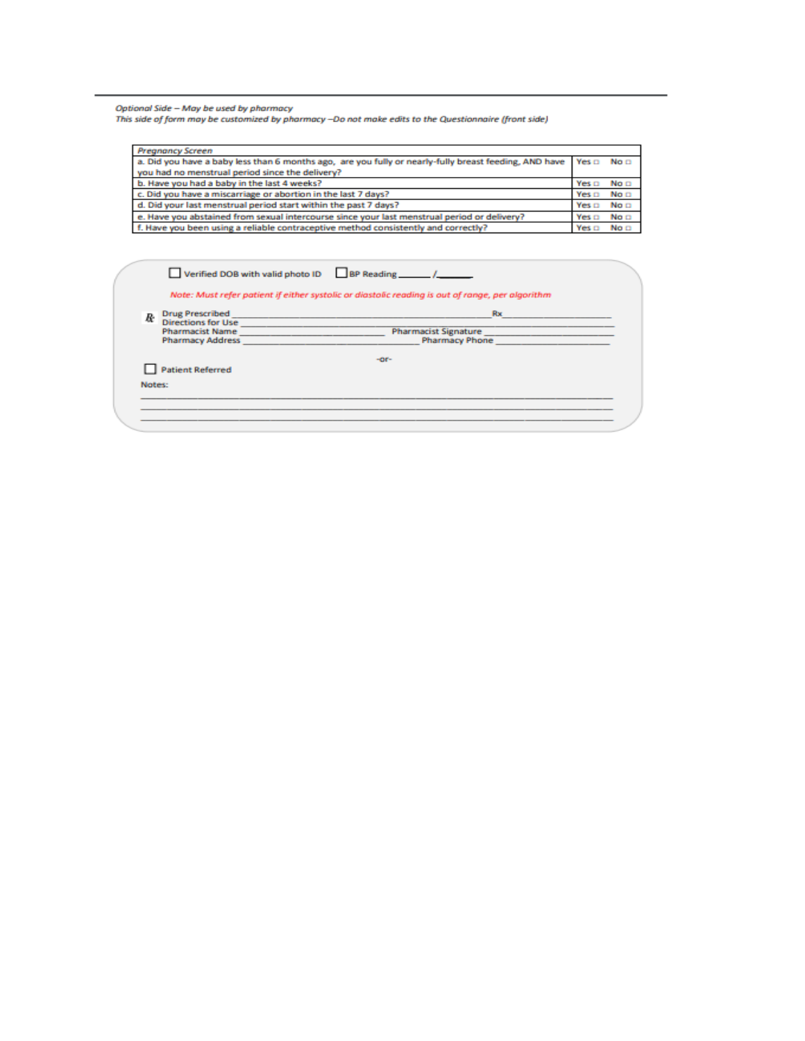*Optional Side – May be used by pharmacy*
*This side of form may be customized by pharmacy –Do not make edits to the Questionnaire (front side)*

| *Pregnancy Screen* | | |
|---|---|---|
| a. Did you have a baby less than 6 months ago, are you fully or nearly-fully breast feeding, AND have you had no menstrual period since the delivery? | Yes □ | No □ |
| b. Have you had a baby in the last 4 weeks? | Yes □ | No □ |
| c. Did you have a miscarriage or abortion in the last 7 days? | Yes □ | No □ |
| d. Did your last menstrual period start within the past 7 days? | Yes □ | No □ |
| e. Have you abstained from sexual intercourse since your last menstrual period or delivery? | Yes □ | No □ |
| f. Have you been using a reliable contraceptive method consistently and correctly? | Yes □ | No □ |

☐ Verified DOB with valid photo ID ☐ BP Reading ______ /______

*Note: Must refer patient if either systolic or diastolic reading is out of range, per algorithm*

℞ Drug Prescribed ________________________________________ Rx ____________________
Directions for Use ________________________________________________________________
Pharmacist Name ________________________ Pharmacist Signature ______________________
Pharmacy Address ________________________ Pharmacy Phone ________________________

-or-

☐ Patient Referred

Notes:

______________________________________________________________________________

______________________________________________________________________________

______________________________________________________________________________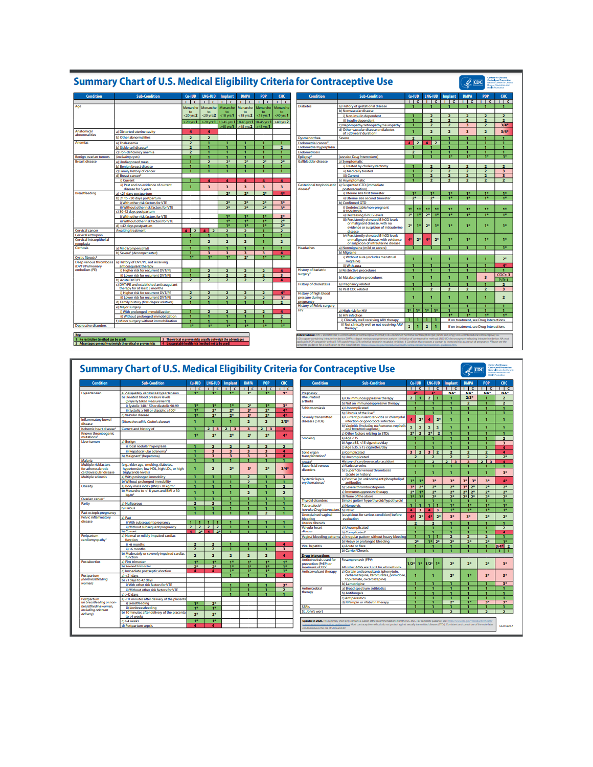# Summary Chart of U.S. Medical Eligibility Criteria for Contraceptive Use

Where initiation (I) and continuation (C) categories differ, both are shown as "I x, C y".

| Condition | Sub-Condition | Cu-IUD | LNG-IUD | Implant | DMPA | POP | CHC |
|---|---|---|---|---|---|---|---|
| Age | | Menarche to <20 yrs: 2; ≥20 yrs: 1 | Menarche to <20 yrs: 2; ≥20 yrs: 1 | Menarche to <18 yrs: 1; 18-45 yrs: 1; >45 yrs: 1 | Menarche to <18 yrs: 2; 18-45 yrs: 1; >45 yrs: 2 | Menarche to <18 yrs: 1; 18-45 yrs: 1; >45 yrs: 1 | Menarche to <40 yrs: 1; ≥40 yrs: 2 |
| Anatomical abnormalities | a) Distorted uterine cavity | 4 | 4 | | | | |
| | b) Other abnormalities | 2 | 2 | | | | |
| Anemias | a) Thalassemia | 2 | 1 | 1 | 1 | 1 | 1 |
| | b) Sickle cell disease‡ | 2 | 1 | 1 | 1 | 1 | 2 |
| | c) Iron-deficiency anemia | 2 | 1 | 1 | 1 | 1 | 1 |
| Benign ovarian tumors | (including cysts) | 1 | 1 | 1 | 1 | 1 | 1 |
| Breast disease | a) Undiagnosed mass | 1 | 2 | 2* | 2* | 2* | 2* |
| | b) Benign breast disease | 1 | 1 | 1 | 1 | 1 | 1 |
| | c) Family history of cancer | 1 | 1 | 1 | 1 | 1 | 1 |
| | d) Breast cancer‡ | | | | | | |
| | i) Current | 1 | 4 | 4 | 4 | 4 | 4 |
| | ii) Past and no evidence of current disease for 5 years | 1 | 3 | 3 | 3 | 3 | 3 |
| Breastfeeding | a) <21 days postpartum | | | 2* | 2* | 2* | 4* |
| | b) 21 to <30 days postpartum | | | | | | |
| | i) With other risk factors for VTE | | | 2* | 2* | 2* | 3* |
| | ii) Without other risk factors for VTE | | | 2* | 2* | 2* | 3* |
| | c) 30-42 days postpartum | | | | | | |
| | i) With other risk factors for VTE | | | 1* | 1* | 1* | 3* |
| | ii) Without other risk factors for VTE | | | 1* | 1* | 1* | 2* |
| | d) >42 days postpartum | | | 1* | 1* | 1* | 2* |
| Cervical cancer | Awaiting treatment | I 4, C 2 | I 4, C 2 | 2 | 2 | 1 | 2 |
| Cervical ectropion | | 1 | 1 | 1 | 1 | 1 | 1 |
| Cervical intraepithelial neoplasia | | 1 | 2 | 2 | 2 | 1 | 2 |
| Cirrhosis | a) Mild (compensated) | 1 | 1 | 1 | 1 | 1 | 1 |
| | b) Severe‡ (decompensated) | 1 | 3 | 3 | 3 | 3 | 4 |
| Cystic fibrosis‡ | | 1* | 1* | 1* | 2* | 1* | 1* |
| Deep venous thrombosis (DVT)/Pulmonary embolism (PE) | a) History of DVT/PE, not receiving anticoagulant therapy | | | | | | |
| | i) Higher risk for recurrent DVT/PE | 1 | 2 | 2 | 2 | 2 | 4 |
| | ii) Lower risk for recurrent DVT/PE | 1 | 2 | 2 | 2 | 2 | 3 |
| | b) Acute DVT/PE | 2 | 2 | 2 | 2 | 2 | 4 |
| | c) DVT/PE and established anticoagulant therapy for at least 3 months | | | | | | |
| | i) Higher risk for recurrent DVT/PE | 2 | 2 | 2 | 2 | 2 | 4* |
| | ii) Lower risk for recurrent DVT/PE | 2 | 2 | 2 | 2 | 2 | 3* |
| | d) Family history (first-degree relatives) | 1 | 1 | 1 | 1 | 1 | 2 |
| | e) Major surgery | | | | | | |
| | i) With prolonged immobilization | 1 | 2 | 2 | 2 | 2 | 4 |
| | ii) Without prolonged immobilization | 1 | 1 | 1 | 1 | 1 | 2 |
| | f) Minor surgery without immobilization | 1 | 1 | 1 | 1 | 1 | 1 |
| Depressive disorders | | 1* | 1* | 1* | 1* | 1* | 1* |
| Diabetes | a) History of gestational disease | 1 | 1 | 1 | 1 | 1 | 1 |
| | b) Nonvascular disease | | | | | | |
| | i) Non-insulin dependent | 1 | 2 | 2 | 2 | 2 | 2 |
| | ii) Insulin dependent | 1 | 2 | 2 | 2 | 2 | 2 |
| | c) Nephropathy/retinopathy/neuropathy‡ | 1 | 2 | 2 | 3 | 2 | 3/4* |
| | d) Other vascular disease or diabetes of >20 years' duration‡ | 1 | 2 | 2 | 3 | 2 | 3/4* |
| Dysmenorrhea | Severe | 2 | 1 | 1 | 1 | 1 | 1 |
| Endometrial cancer‡ | | I 4, C 2 | I 4, C 2 | 1 | 1 | 1 | 1 |
| Endometrial hyperplasia | | 1 | 1 | 1 | 1 | 1 | 1 |
| Endometriosis | | 2 | 1 | 1 | 1 | 1 | 1 |
| Epilepsy‡ | (see also Drug Interactions) | 1 | 1 | 1* | 1* | 1* | 1* |
| Gallbladder disease | a) Symptomatic | | | | | | |
| | i) Treated by cholecystectomy | 1 | 2 | 2 | 2 | 2 | 2 |
| | ii) Medically treated | 1 | 2 | 2 | 2 | 2 | 3 |
| | iii) Current | 1 | 2 | 2 | 2 | 2 | 3 |
| | b) Asymptomatic | 1 | 2 | 2 | 2 | 2 | 2 |
| Gestational trophoblastic disease‡ | a) Suspected GTD (immediate postevacuation) | | | | | | |
| | i) Uterine size first trimester | 1* | 1* | 1* | 1* | 1* | 1* |
| | ii) Uterine size second trimester | 2* | 2* | 1* | 1* | 1* | 1* |
| | b) Confirmed GTD | | | | | | |
| | i) Undetectable/non-pregnant β-hCG levels | I 1*, C 1* | I 1*, C 1* | 1* | 1* | 1* | 1* |
| | ii) Decreasing β-hCG levels | I 2*, C 1* | I 2*, C 1* | 1* | 1* | 1* | 1* |
| | iii) Persistently elevated β-hCG levels or malignant disease, with no evidence or suspicion of intrauterine disease | I 2*, C 1* | I 2*, C 1* | 1* | 1* | 1* | 1* |
| | iv) Persistently elevated β-hCG levels or malignant disease, with evidence or suspicion of intrauterine disease | I 4*, C 2* | I 4*, C 2* | 1* | 1* | 1* | 1* |
| Headaches | a) Nonmigraine (mild or severe) | 1 | 1 | 1 | 1 | 1 | 1* |
| | b) Migraine | | | | | | |
| | i) Without aura (includes menstrual migraine) | 1 | 1 | 1 | 1 | 1 | 2* |
| | ii) With aura | 1 | 1 | 1 | 1 | 1 | 4* |
| History of bariatric surgery‡ | a) Restrictive procedures | 1 | 1 | 1 | 1 | 1 | 1 |
| | b) Malabsorptive procedures | 1 | 1 | 1 | 1 | 3 | COCs: 3; P/R: 1 |
| History of cholestasis | a) Pregnancy related | 1 | 1 | 1 | 1 | 1 | 2 |
| | b) Past COC related | 1 | 2 | 2 | 2 | 2 | 3 |
| History of high blood pressure during pregnancy | | 1 | 1 | 1 | 1 | 1 | 2 |
| History of Pelvic surgery | | 1 | 1 | 1 | 1 | 1 | 1 |
| HIV | a) High risk for HIV | I 1*, C 1* | I 1*, C 1* | 1 | 1 | 1 | 1 |
| | b) HIV infection | | | 1* | 1* | 1* | 1* |
| | i) Clinically well receiving ARV therapy | 1 | 1 | If on treatment, see Drug Interactions | | | |
| | ii) Not clinically well or not receiving ARV therapy‡ | I 2, C 1 | I 2, C 1 | If on treatment, see Drug Interactions | | | |

**Abbreviations:** ARV = antiretroviral; C = continuation of contraceptive method; CHC = combined hormonal contraception (pill, patch, and ring); COC = combined oral contraceptive; Cu-IUD = copper-containing intrauterine device; DMPA = depot medroxyprogesterone acetate; I = initiation of contraceptive method; LNG-IUD = levonorgestrel-releasing intrauterine device; NA = not applicable; POP = progestin-only pill; P/R = patch/ring; SSRI = selective serotonin reuptake inhibitor; ‡ Condition that exposes a woman to increased risk as a result of pregnancy. *Please see the complete guidance for a clarification to this classification: https://www.cdc.gov/reproductivehealth/contraception/mmwr/mec/summary.html

**Key:**

- 1 No restriction (method can be used)
- 2 Advantages generally outweigh theoretical or proven risks
- 3 Theoretical or proven risks usually outweigh the advantages
- 4 Unacceptable health risk (method not to be used)

# Summary Chart of U.S. Medical Eligibility Criteria for Contraceptive Use

| Condition | Sub-Condition | Cu-IUD | LNG-IUD | Implant | DMPA | POP | CHC |
|---|---|---|---|---|---|---|---|
| Hypertension | a) Adequately controlled hypertension | 1* | 1* | 1* | 2* | 1* | 3* |
| | b) Elevated blood pressure levels (properly taken measurements) | | | | | | |
| | i) Systolic 140-159 or diastolic 90-99 | 1* | 1* | 1* | 2* | 1* | 3* |
| | ii) Systolic ≥160 or diastolic ≥100‡ | 1* | 2* | 2* | 3* | 2* | 4* |
| | c) Vascular disease | 1* | 2* | 2* | 3* | 2* | 4* |
| Inflammatory bowel disease | (Ulcerative colitis, Crohn's disease) | 1 | 1 | 1 | 2 | 2 | 2/3* |
| Ischemic heart disease‡ | Current and history of | 1 | I 2, C 3 | I 2, C 3 | 3 | I 2, C 3 | 4 |
| Known thrombogenic mutations‡ | | 1* | 2* | 2* | 2* | 2* | 4* |
| Liver tumors | a) Benign | | | | | | |
| | i) Focal nodular hyperplasia | 1 | 2 | 2 | 2 | 2 | 2 |
| | ii) Hepatocellular adenoma‡ | 1 | 3 | 3 | 3 | 3 | 4 |
| | b) Malignant‡ (hepatoma) | 1 | 3 | 3 | 3 | 3 | 4 |
| Malaria | | 1 | 1 | 1 | 1 | 1 | 1 |
| Multiple risk factors for atherosclerotic cardiovascular disease | (e.g., older age, smoking, diabetes, hypertension, low HDL, high LDL, or high triglyceride levels) | 1 | 2 | 2* | 3* | 2* | 3/4* |
| Multiple sclerosis | a) With prolonged immobility | 1 | 1 | 1 | 2 | 1 | 3 |
| | b) Without prolonged immobility | 1 | 1 | 1 | 2 | 1 | 1 |
| Obesity | a) Body mass index (BMI) ≥30 kg/m² | 1 | 1 | 1 | 1 | 1 | 2 |
| | b) Menarche to <18 years and BMI ≥ 30 kg/m² | 1 | 1 | 1 | 2 | 1 | 2 |
| Ovarian cancer‡ | | 1 | 1 | 1 | 1 | 1 | 1 |
| Parity | a) Nulliparous | 2 | 2 | 1 | 1 | 1 | 1 |
| | b) Parous | 1 | 1 | 1 | 1 | 1 | 1 |
| Past ectopic pregnancy | | 1 | 1 | 1 | 1 | 2 | 1 |
| Pelvic inflammatory disease | a) Past | | | | | | |
| | i) With subsequent pregnancy | I 1, C 1 | I 1, C 1 | 1 | 1 | 1 | 1 |
| | ii) Without subsequent pregnancy | I 2, C 2 | I 2, C 2 | 1 | 1 | 1 | 1 |
| | b) Current | I 4, C 2* | I 4, C 2* | 1 | 1 | 1 | 1 |
| Peripartum cardiomyopathy‡ | a) Normal or mildly impaired cardiac function | | | | | | |
| | i) <6 months | 2 | 2 | 1 | 1 | 1 | 4 |
| | ii) ≥6 months | 2 | 2 | 1 | 1 | 1 | 3 |
| | b) Moderately or severely impaired cardiac function | 2 | 2 | 2 | 2 | 2 | 4 |
| Postabortion | a) First trimester | 1* | 1* | 1* | 1* | 1* | 1* |
| | b) Second trimester | 2* | 2* | 1* | 1* | 1* | 1* |
| | c) Immediate postseptic abortion | 4 | 4 | 1* | 1* | 1* | 1* |
| Postpartum (nonbreastfeeding women) | a) <21 days | | | 1 | 1 | 1 | 4 |
| | b) 21 days to 42 days | | | | | | |
| | i) With other risk factors for VTE | | | 1 | 1 | 1 | 3* |
| | ii) Without other risk factors for VTE | | | 1 | 1 | 1 | 2 |
| | c) >42 days | | | 1 | 1 | 1 | 1 |
| Postpartum (in breastfeeding or non-breastfeeding women, including cesarean delivery) | a) <10 minutes after delivery of the placenta | | | | | | |
| | i) Breastfeeding | 1* | 2* | | | | |
| | ii) Nonbreastfeeding | 1* | 1* | | | | |
| | b) 10 minutes after delivery of the placenta to <4 weeks | 2* | 2* | | | | |
| | c) ≥4 weeks | 1* | 1* | | | | |
| | d) Postpartum sepsis | 4 | 4 | | | | |
| Pregnancy | | 4* | 4* | NA* | NA* | NA* | NA* |
| Rheumatoid arthritis | a) On immunosuppressive therapy | I 2, C 1 | I 2, C 1 | 1 | 2/3* | 1 | 2 |
| | b) Not on immunosuppressive therapy | 1 | 1 | 1 | 2 | 1 | 2 |
| Schistosomiasis | a) Uncomplicated | 1 | 1 | 1 | 1 | 1 | 1 |
| | b) Fibrosis of the liver‡ | 1 | 1 | 1 | 1 | 1 | 1 |
| Sexually transmitted diseases (STDs) | a) Current purulent cervicitis or chlamydial infection or gonococcal infection | I 4, C 2* | I 4, C 2* | 1 | 1 | 1 | 1 |
| | b) Vaginitis (including trichomonas vaginalis and bacterial vaginosis) | I 2, C 2 | I 2, C 2 | 1 | 1 | 1 | 1 |
| | c) Other factors relating to STDs | I 2*, C 2 | I 2*, C 2 | 1 | 1 | 1 | 1 |
| Smoking | a) Age <35 | 1 | 1 | 1 | 1 | 1 | 2 |
| | b) Age ≥35, <15 cigarettes/day | 1 | 1 | 1 | 1 | 1 | 3 |
| | c) Age ≥35, ≥15 cigarettes/day | 1 | 1 | 1 | 1 | 1 | 4 |
| Solid organ transplantation‡ | a) Complicated | I 3, C 2 | I 3, C 2 | 2 | 2 | 2 | 4 |
| | b) Uncomplicated | 2 | 2 | 2 | 2 | 2 | 2* |
| Stroke‡ | History of cerebrovascular accident | 1 | 2 | I 2, C 3 | 3 | I 2, C 3 | 4 |
| Superficial venous disorders | a) Varicose veins | 1 | 1 | 1 | 1 | 1 | 1 |
| | b) Superficial venous thrombosis (acute or history) | 1 | 1 | 1 | 1 | 1 | 3* |
| Systemic lupus erythematosus‡ | a) Positive (or unknown) antiphospholipid antibodies | I 1*, C 1* | 3* | 3* | I 3*, C 3* | 3* | 4* |
| | b) Severe thrombocytopenia | I 3*, C 2* | 2* | 2* | I 3*, C 2* | 2* | 2* |
| | c) Immunosuppressive therapy | I 2*, C 1* | 2* | 2* | I 2*, C 2* | 2* | 2* |
| | d) None of the above | I 1*, C 1* | 2* | 2* | I 2*, C 2* | 2* | 2* |
| Thyroid disorders | Simple goiter/ hyperthyroid/hypothyroid | 1 | 1 | 1 | 1 | 1 | 1 |
| Tuberculosis‡ (see also Drug Interactions) | a) Nonpelvic | I 1, C 1 | I 1, C 1 | 1* | 1* | 1* | 1* |
| | b) Pelvic | I 4, C 3 | I 4, C 3 | 1* | 1* | 1* | 1* |
| Unexplained vaginal bleeding | (suspicious for serious condition) before evaluation | I 4*, C 2* | I 4*, C 2* | 3* | 3* | 2* | 2* |
| Uterine fibroids | | 2 | 2 | 1 | 1 | 1 | 1 |
| Valvular heart disease | a) Uncomplicated | 1 | 1 | 1 | 1 | 1 | 2 |
| | b) Complicated‡ | 2 | 2 | 1 | 1 | 1 | 4 |
| Vaginal bleeding patterns | a) Irregular pattern without heavy bleeding | 1 | 1 | 2 | 2 | 2 | 1 |
| | b) Heavy or prolonged bleeding | 2* | 1* | 2* | 2* | 2* | 1* |
| Viral hepatitis | a) Acute or flare | 1 | 1 | 1 | 1 | 1 | I 3/4*, C 2 |
| | b) Carrier/Chronic | 1 | 1 | 1 | 1 | 1 | I 1, C 1 |
| **Drug Interactions** | | | | | | | |
| Antiretrovirals used for prevention (PrEP) or treatment of HIV | Fosamprenavir (FPV) | I 1/2*, C 1* | I 1/2*, C 1* | 2* | 2* | 2* | 3* |
| | All other ARVs are 1 or 2 for all methods. | | | | | | |
| Anticonvulsant therapy | a) Certain anticonvulsants (phenytoin, carbamazepine, barbiturates, primidone, topiramate, oxcarbazepine) | 1 | 1 | 2* | 1* | 3* | 3* |
| | b) Lamotrigine | 1 | 1 | 1 | 1 | 1 | 3* |
| Antimicrobial therapy | a) Broad spectrum antibiotics | 1 | 1 | 1 | 1 | 1 | 1 |
| | b) Antifungals | 1 | 1 | 1 | 1 | 1 | 1 |
| | c) Antiparasitics | 1 | 1 | 1 | 1 | 1 | 1 |
| | d) Rifampin or rifabutin therapy | 1 | 1 | 2* | 1* | 3* | 3* |
| SSRIs | | 1 | 1 | 1 | 1 | 1 | 1 |
| St. John's wort | | 1 | 1 | 2 | 1 | 2 | 2 |

**Updated in 2020.** This summary sheet only contains a subset of the recommendations from the U.S. MEC. For complete guidance, see: https://www.cdc.gov/reproductivehealth/contraception/mmwr/mec/summary.html Most contraceptive methods do not protect against sexually transmitted diseases (STDs). Consistent and correct use of the male latex condom reduces the risk of STDs and HIV.

CS314239-A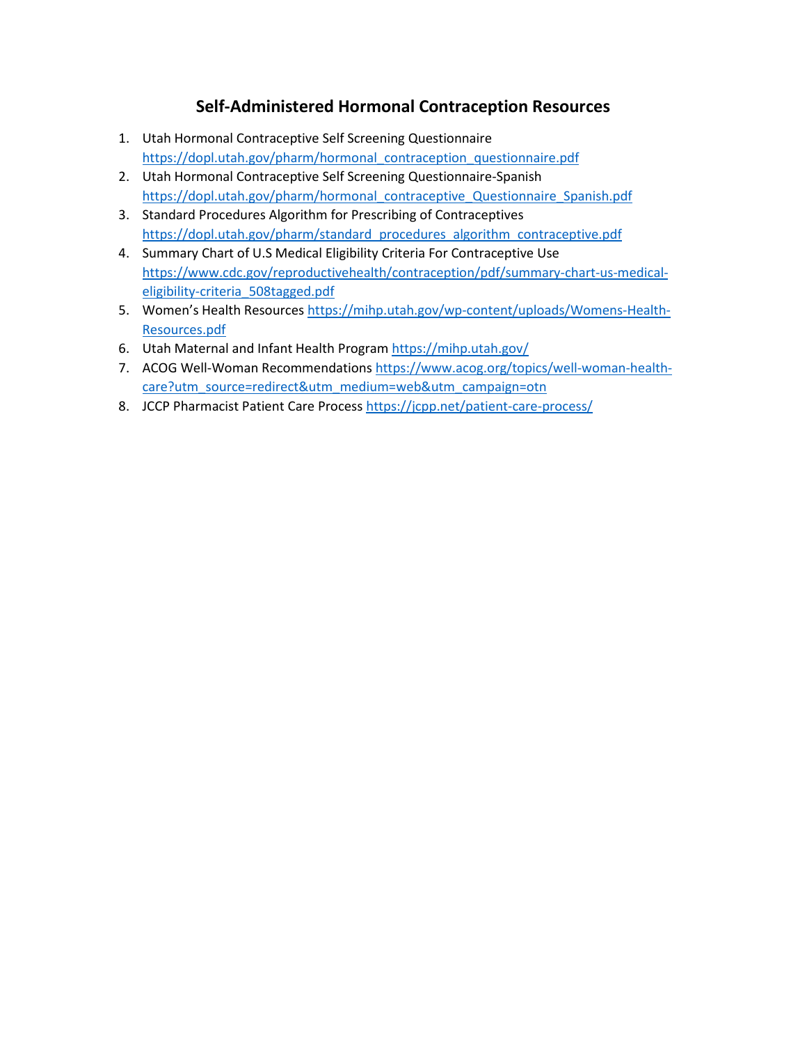# Self-Administered Hormonal Contraception Resources

1. Utah Hormonal Contraceptive Self Screening Questionnaire https://dopl.utah.gov/pharm/hormonal_contraception_questionnaire.pdf
2. Utah Hormonal Contraceptive Self Screening Questionnaire-Spanish https://dopl.utah.gov/pharm/hormonal_contraceptive_Questionnaire_Spanish.pdf
3. Standard Procedures Algorithm for Prescribing of Contraceptives https://dopl.utah.gov/pharm/standard_procedures_algorithm_contraceptive.pdf
4. Summary Chart of U.S Medical Eligibility Criteria For Contraceptive Use https://www.cdc.gov/reproductivehealth/contraception/pdf/summary-chart-us-medical-eligibility-criteria_508tagged.pdf
5. Women's Health Resources https://mihp.utah.gov/wp-content/uploads/Womens-Health-Resources.pdf
6. Utah Maternal and Infant Health Program https://mihp.utah.gov/
7. ACOG Well-Woman Recommendations https://www.acog.org/topics/well-woman-health-care?utm_source=redirect&utm_medium=web&utm_campaign=otn
8. JCCP Pharmacist Patient Care Process https://jcpp.net/patient-care-process/